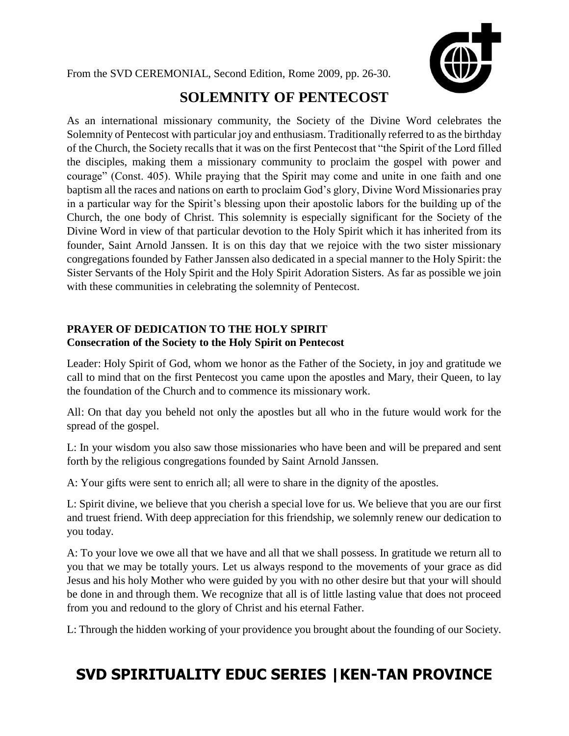From the SVD CEREMONIAL, Second Edition, Rome 2009, pp. 26-30.

# SOLEMNITY OF PENTECOST

As an international missionary community, the Society of the Divine Word celebrates the Solemnity of Pentecost with particular joy and enthusiasm. Traditionally referred to as the birthday of the Church, the Society recalls that it was on the first Pentecost that "the Spirit of the Lord filled the disciples, making them a missionary community to proclaim the gospel with power and courage" (Const. 405). While praying that the Spirit may come and unite in one faith and one baptism all the races and nations on earth to proclaim God's glory, Divine Word Missionaries pray in a particular way for the Spirit's blessing upon their apostolic labors for the building up of the Church, the one body of Christ. This solemnity is especially significant for the Society of the Divine Word in view of that particular devotion to the Holy Spirit which it has inherited from its founder, Saint Arnold Janssen. It is on this day that we rejoice with the two sister missionary congregations founded by Father Janssen also dedicated in a special manner to the Holy Spirit: the Sister Servants of the Holy Spirit and the Holy Spirit Adoration Sisters. As far as possible we join with these communities in celebrating the solemnity of Pentecost.

## PRAYER OF DEDICATION TO THE HOLY SPIRIT
**Consecration of the Society to the Holy Spirit on Pentecost**

Leader: Holy Spirit of God, whom we honor as the Father of the Society, in joy and gratitude we call to mind that on the first Pentecost you came upon the apostles and Mary, their Queen, to lay the foundation of the Church and to commence its missionary work.

All: On that day you beheld not only the apostles but all who in the future would work for the spread of the gospel.

L: In your wisdom you also saw those missionaries who have been and will be prepared and sent forth by the religious congregations founded by Saint Arnold Janssen.

A: Your gifts were sent to enrich all; all were to share in the dignity of the apostles.

L: Spirit divine, we believe that you cherish a special love for us. We believe that you are our first and truest friend. With deep appreciation for this friendship, we solemnly renew our dedication to you today.

A: To your love we owe all that we have and all that we shall possess. In gratitude we return all to you that we may be totally yours. Let us always respond to the movements of your grace as did Jesus and his holy Mother who were guided by you with no other desire but that your will should be done in and through them. We recognize that all is of little lasting value that does not proceed from you and redound to the glory of Christ and his eternal Father.

L: Through the hidden working of your providence you brought about the founding of our Society.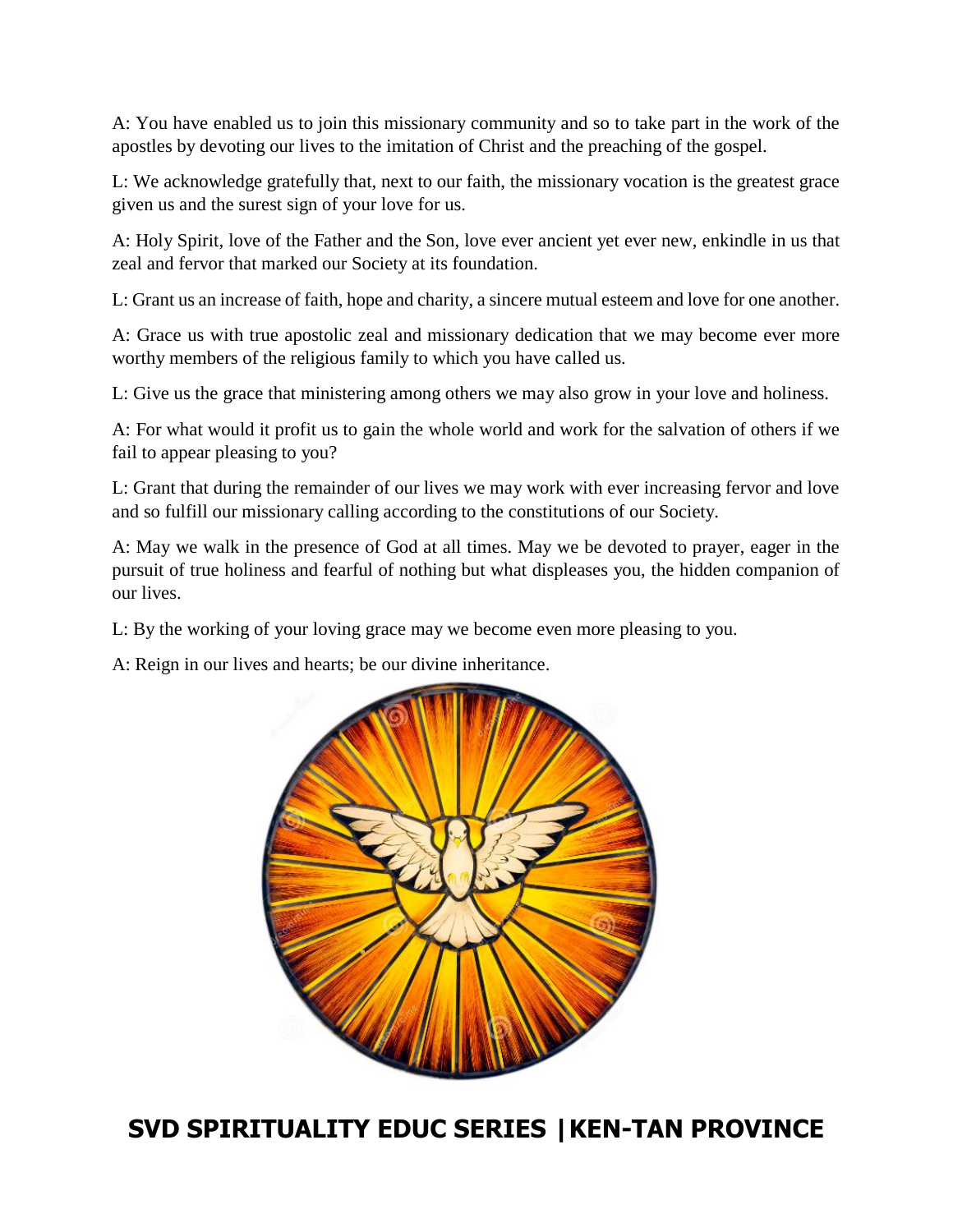A: You have enabled us to join this missionary community and so to take part in the work of the apostles by devoting our lives to the imitation of Christ and the preaching of the gospel.

L: We acknowledge gratefully that, next to our faith, the missionary vocation is the greatest grace given us and the surest sign of your love for us.

A: Holy Spirit, love of the Father and the Son, love ever ancient yet ever new, enkindle in us that zeal and fervor that marked our Society at its foundation.

L: Grant us an increase of faith, hope and charity, a sincere mutual esteem and love for one another.

A: Grace us with true apostolic zeal and missionary dedication that we may become ever more worthy members of the religious family to which you have called us.

L: Give us the grace that ministering among others we may also grow in your love and holiness.

A: For what would it profit us to gain the whole world and work for the salvation of others if we fail to appear pleasing to you?

L: Grant that during the remainder of our lives we may work with ever increasing fervor and love and so fulfill our missionary calling according to the constitutions of our Society.

A: May we walk in the presence of God at all times. May we be devoted to prayer, eager in the pursuit of true holiness and fearful of nothing but what displeases you, the hidden companion of our lives.

L: By the working of your loving grace may we become even more pleasing to you.

A: Reign in our lives and hearts; be our divine inheritance.